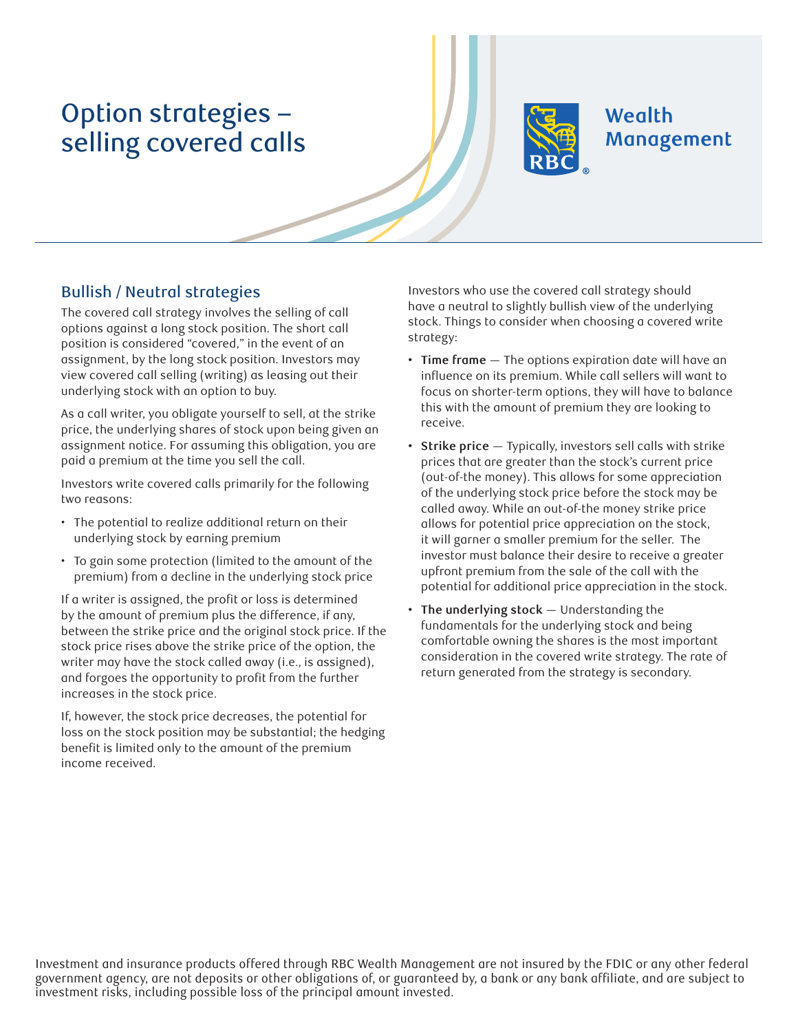# Option strategies – selling covered calls

Wealth Management

## Bullish / Neutral strategies

The covered call strategy involves the selling of call options against a long stock position. The short call position is considered "covered," in the event of an assignment, by the long stock position. Investors may view covered call selling (writing) as leasing out their underlying stock with an option to buy.

As a call writer, you obligate yourself to sell, at the strike price, the underlying shares of stock upon being given an assignment notice. For assuming this obligation, you are paid a premium at the time you sell the call.

Investors write covered calls primarily for the following two reasons:

- The potential to realize additional return on their underlying stock by earning premium
- To gain some protection (limited to the amount of the premium) from a decline in the underlying stock price

If a writer is assigned, the profit or loss is determined by the amount of premium plus the difference, if any, between the strike price and the original stock price. If the stock price rises above the strike price of the option, the writer may have the stock called away (i.e., is assigned), and forgoes the opportunity to profit from the further increases in the stock price.

If, however, the stock price decreases, the potential for loss on the stock position may be substantial; the hedging benefit is limited only to the amount of the premium income received.

Investors who use the covered call strategy should have a neutral to slightly bullish view of the underlying stock. Things to consider when choosing a covered write strategy:

- **Time frame** — The options expiration date will have an influence on its premium. While call sellers will want to focus on shorter-term options, they will have to balance this with the amount of premium they are looking to receive.
- **Strike price** — Typically, investors sell calls with strike prices that are greater than the stock's current price (out-of-the money). This allows for some appreciation of the underlying stock price before the stock may be called away. While an out-of-the money strike price allows for potential price appreciation on the stock, it will garner a smaller premium for the seller. The investor must balance their desire to receive a greater upfront premium from the sale of the call with the potential for additional price appreciation in the stock.
- **The underlying stock** — Understanding the fundamentals for the underlying stock and being comfortable owning the shares is the most important consideration in the covered write strategy. The rate of return generated from the strategy is secondary.

Investment and insurance products offered through RBC Wealth Management are not insured by the FDIC or any other federal government agency, are not deposits or other obligations of, or guaranteed by, a bank or any bank affiliate, and are subject to investment risks, including possible loss of the principal amount invested.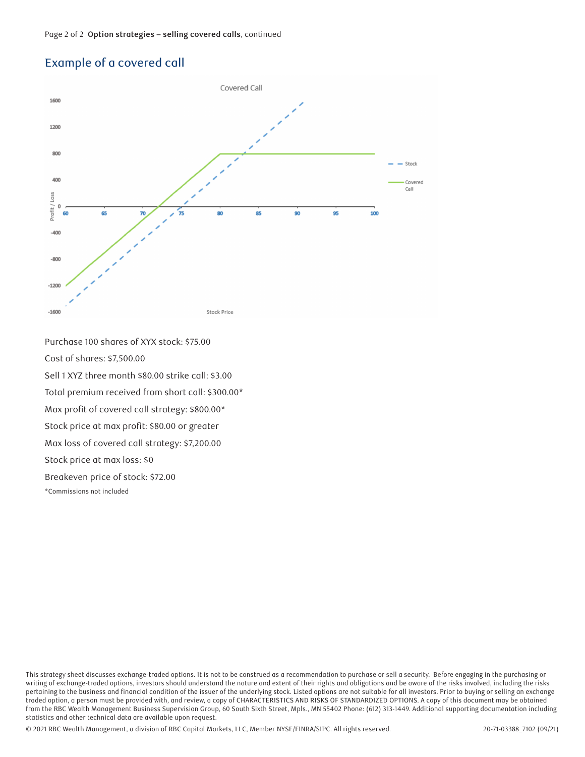## Example of a covered call

Covered Call

1600
1200
800
400
0
-400
-800
-1200
-1600

Profit / Loss

60 65 70 75 80 85 90 95 100

Stock Price

Stock

Covered Call

Purchase 100 shares of XYX stock: $75.00

Cost of shares: $7,500.00

Sell 1 XYZ three month $80.00 strike call: $3.00

Total premium received from short call: $300.00*

Max profit of covered call strategy: $800.00*

Stock price at max profit: $80.00 or greater

Max loss of covered call strategy: $7,200.00

Stock price at max loss: $0

Breakeven price of stock: $72.00

*Commissions not included

This strategy sheet discusses exchange-traded options. It is not to be construed as a recommendation to purchase or sell a security. Before engaging in the purchasing or writing of exchange-traded options, investors should understand the nature and extent of their rights and obligations and be aware of the risks involved, including the risks pertaining to the business and financial condition of the issuer of the underlying stock. Listed options are not suitable for all investors. Prior to buying or selling an exchange traded option, a person must be provided with, and review, a copy of CHARACTERISTICS AND RISKS OF STANDARDIZED OPTIONS. A copy of this document may be obtained from the RBC Wealth Management Business Supervision Group, 60 South Sixth Street, Mpls., MN 55402 Phone: (612) 313-1449. Additional supporting documentation including statistics and other technical data are available upon request.

© 2021 RBC Wealth Management, a division of RBC Capital Markets, LLC, Member NYSE/FINRA/SIPC. All rights reserved. 20-71-03388_7102 (09/21)